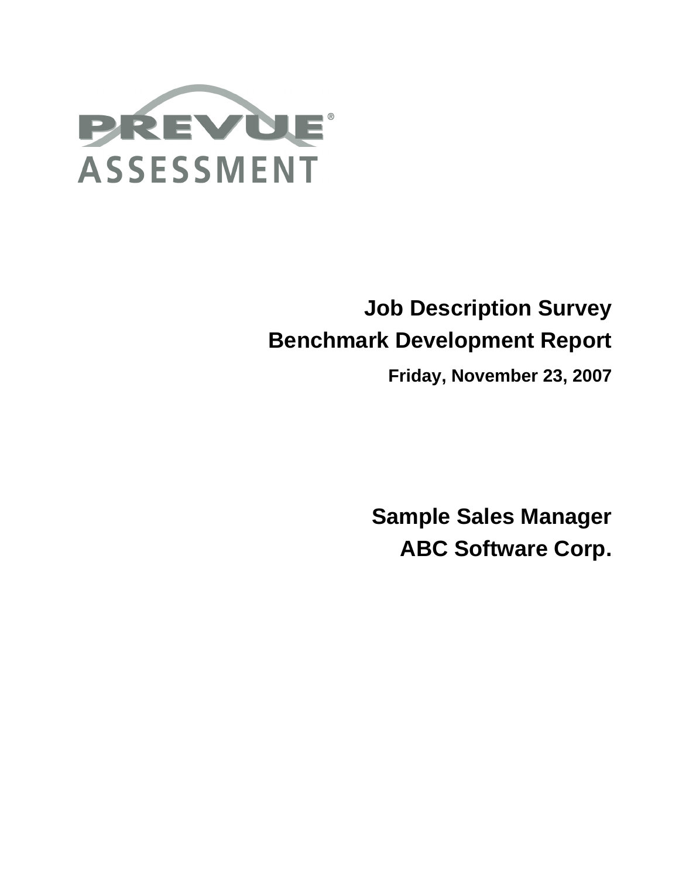PREVUE®
ASSESSMENT

# Job Description Survey
# Benchmark Development Report

**Friday, November 23, 2007**

## Sample Sales Manager
## ABC Software Corp.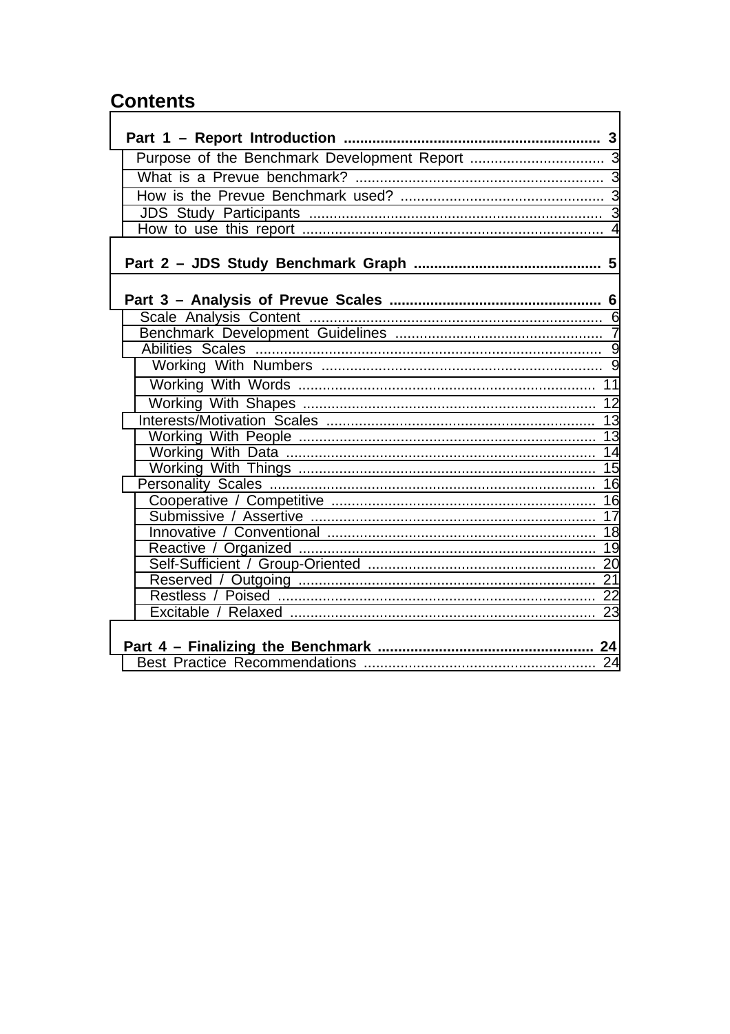# Contents

| Section | Page |
|---|---|
| **Part 1 – Report Introduction** | **3** |
| Purpose of the Benchmark Development Report | 3 |
| What is a Prevue benchmark? | 3 |
| How is the Prevue Benchmark used? | 3 |
| JDS Study Participants | 3 |
| How to use this report | 4 |
| **Part 2 – JDS Study Benchmark Graph** | **5** |
| **Part 3 – Analysis of Prevue Scales** | **6** |
| Scale Analysis Content | 6 |
| Benchmark Development Guidelines | 7 |
| Abilities Scales | 9 |
| Working With Numbers | 9 |
| Working With Words | 11 |
| Working With Shapes | 12 |
| Interests/Motivation Scales | 13 |
| Working With People | 13 |
| Working With Data | 14 |
| Working With Things | 15 |
| Personality Scales | 16 |
| Cooperative / Competitive | 16 |
| Submissive / Assertive | 17 |
| Innovative / Conventional | 18 |
| Reactive / Organized | 19 |
| Self-Sufficient / Group-Oriented | 20 |
| Reserved / Outgoing | 21 |
| Restless / Poised | 22 |
| Excitable / Relaxed | 23 |
| **Part 4 – Finalizing the Benchmark** | **24** |
| Best Practice Recommendations | 24 |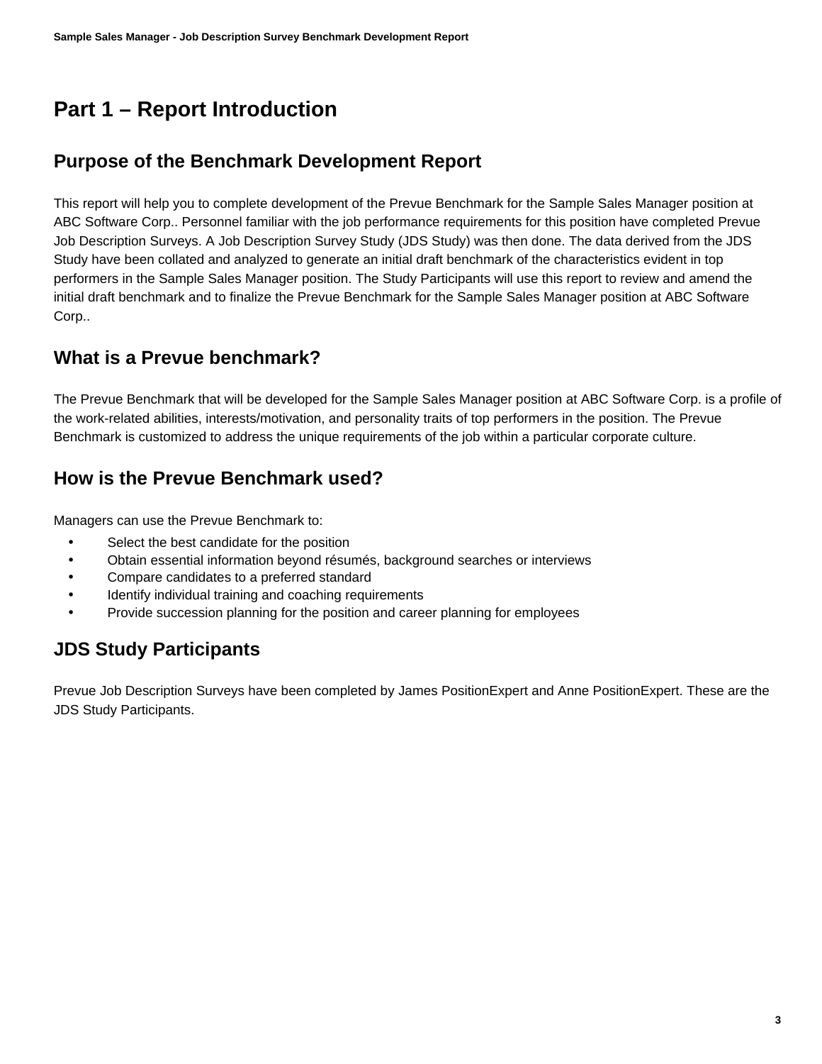# Part 1 – Report Introduction

## Purpose of the Benchmark Development Report

This report will help you to complete development of the Prevue Benchmark for the Sample Sales Manager position at ABC Software Corp.. Personnel familiar with the job performance requirements for this position have completed Prevue Job Description Surveys. A Job Description Survey Study (JDS Study) was then done. The data derived from the JDS Study have been collated and analyzed to generate an initial draft benchmark of the characteristics evident in top performers in the Sample Sales Manager position. The Study Participants will use this report to review and amend the initial draft benchmark and to finalize the Prevue Benchmark for the Sample Sales Manager position at ABC Software Corp..

## What is a Prevue benchmark?

The Prevue Benchmark that will be developed for the Sample Sales Manager position at ABC Software Corp. is a profile of the work-related abilities, interests/motivation, and personality traits of top performers in the position. The Prevue Benchmark is customized to address the unique requirements of the job within a particular corporate culture.

## How is the Prevue Benchmark used?

Managers can use the Prevue Benchmark to:

- Select the best candidate for the position
- Obtain essential information beyond résumés, background searches or interviews
- Compare candidates to a preferred standard
- Identify individual training and coaching requirements
- Provide succession planning for the position and career planning for employees

## JDS Study Participants

Prevue Job Description Surveys have been completed by James PositionExpert and Anne PositionExpert. These are the JDS Study Participants.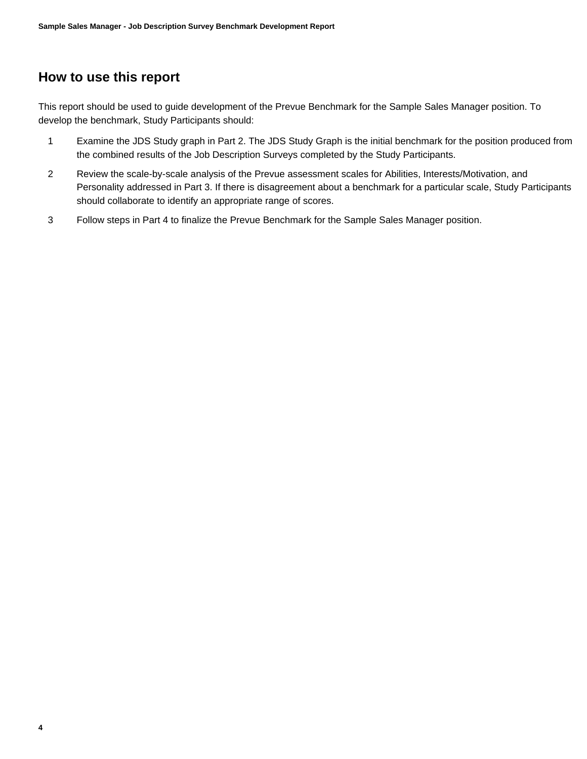## How to use this report

This report should be used to guide development of the Prevue Benchmark for the Sample Sales Manager position. To develop the benchmark, Study Participants should:

1. Examine the JDS Study graph in Part 2. The JDS Study Graph is the initial benchmark for the position produced from the combined results of the Job Description Surveys completed by the Study Participants.
2. Review the scale-by-scale analysis of the Prevue assessment scales for Abilities, Interests/Motivation, and Personality addressed in Part 3. If there is disagreement about a benchmark for a particular scale, Study Participants should collaborate to identify an appropriate range of scores.
3. Follow steps in Part 4 to finalize the Prevue Benchmark for the Sample Sales Manager position.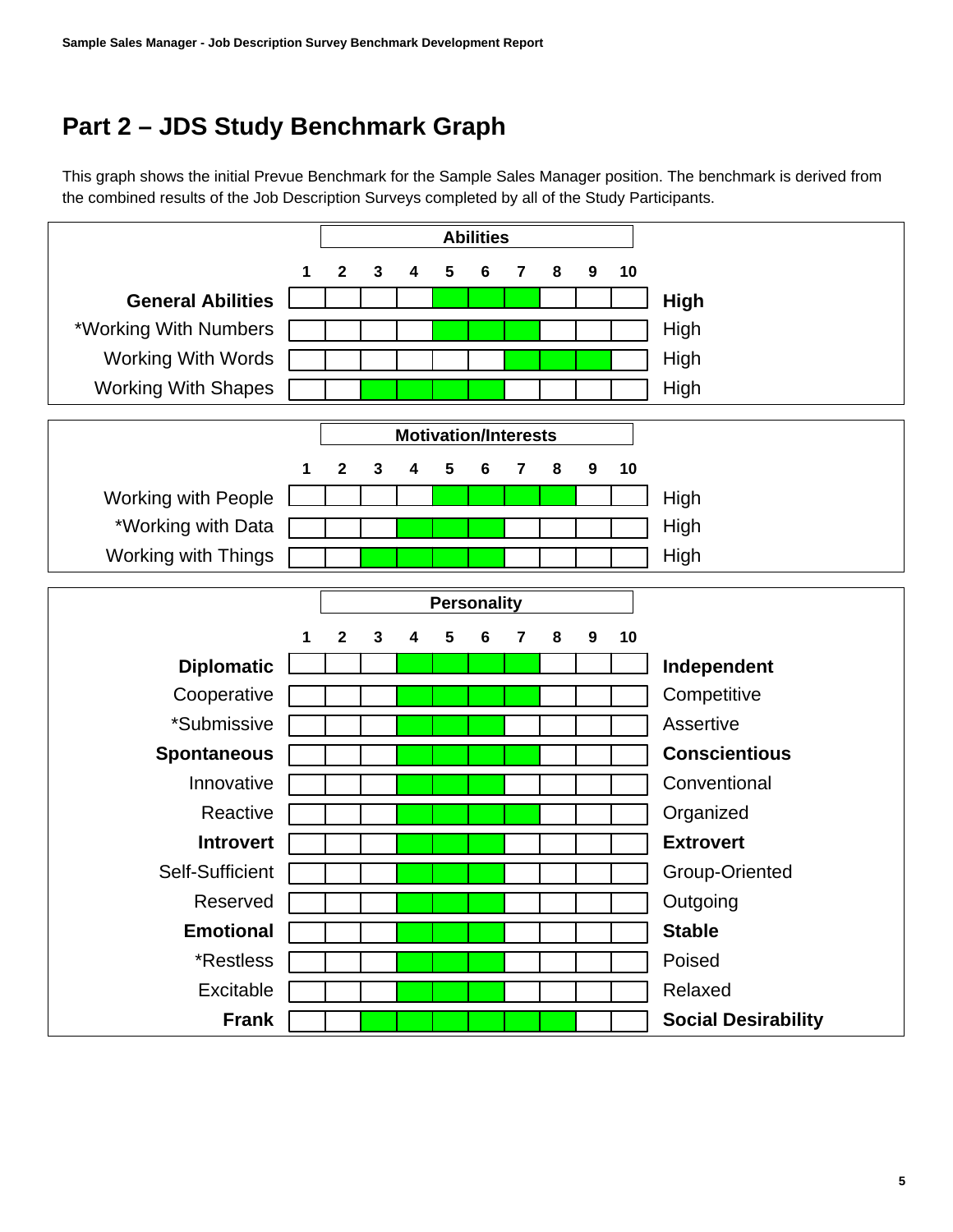## Part 2 – JDS Study Benchmark Graph

This graph shows the initial Prevue Benchmark for the Sample Sales Manager position. The benchmark is derived from the combined results of the Job Description Surveys completed by all of the Study Participants.

### Abilities

| | 1 | 2 | 3 | 4 | 5 | 6 | 7 | 8 | 9 | 10 | |
|---|---|---|---|---|---|---|---|---|---|---|---|
| **General Abilities** | | | | | ■ | ■ | ■ | | | | **High** |
| *Working With Numbers | | | | | ■ | ■ | ■ | | | | High |
| Working With Words | | | | | | | ■ | ■ | ■ | | High |
| Working With Shapes | | | ■ | ■ | ■ | ■ | | | | | High |

### Motivation/Interests

| | 1 | 2 | 3 | 4 | 5 | 6 | 7 | 8 | 9 | 10 | |
|---|---|---|---|---|---|---|---|---|---|---|---|
| Working with People | | | | | ■ | ■ | ■ | ■ | | | High |
| *Working with Data | | | | ■ | ■ | ■ | | | | | High |
| Working with Things | | | ■ | ■ | ■ | ■ | | | | | High |

### Personality

| | 1 | 2 | 3 | 4 | 5 | 6 | 7 | 8 | 9 | 10 | |
|---|---|---|---|---|---|---|---|---|---|---|---|
| **Diplomatic** | | | | ■ | ■ | ■ | ■ | | | | **Independent** |
| Cooperative | | | | ■ | ■ | ■ | ■ | | | | Competitive |
| *Submissive | | | | ■ | ■ | ■ | | | | | Assertive |
| **Spontaneous** | | | | ■ | ■ | ■ | ■ | | | | **Conscientious** |
| Innovative | | | | ■ | ■ | ■ | | | | | Conventional |
| Reactive | | | | ■ | ■ | ■ | ■ | | | | Organized |
| **Introvert** | | | | ■ | ■ | ■ | | | | | **Extrovert** |
| Self-Sufficient | | | | ■ | ■ | ■ | | | | | Group-Oriented |
| Reserved | | | | ■ | ■ | ■ | | | | | Outgoing |
| **Emotional** | | | | ■ | ■ | ■ | | | | | **Stable** |
| *Restless | | | | ■ | ■ | ■ | | | | | Poised |
| Excitable | | | | ■ | ■ | ■ | | | | | Relaxed |
| **Frank** | | | ■ | ■ | ■ | ■ | ■ | ■ | | | **Social Desirability** |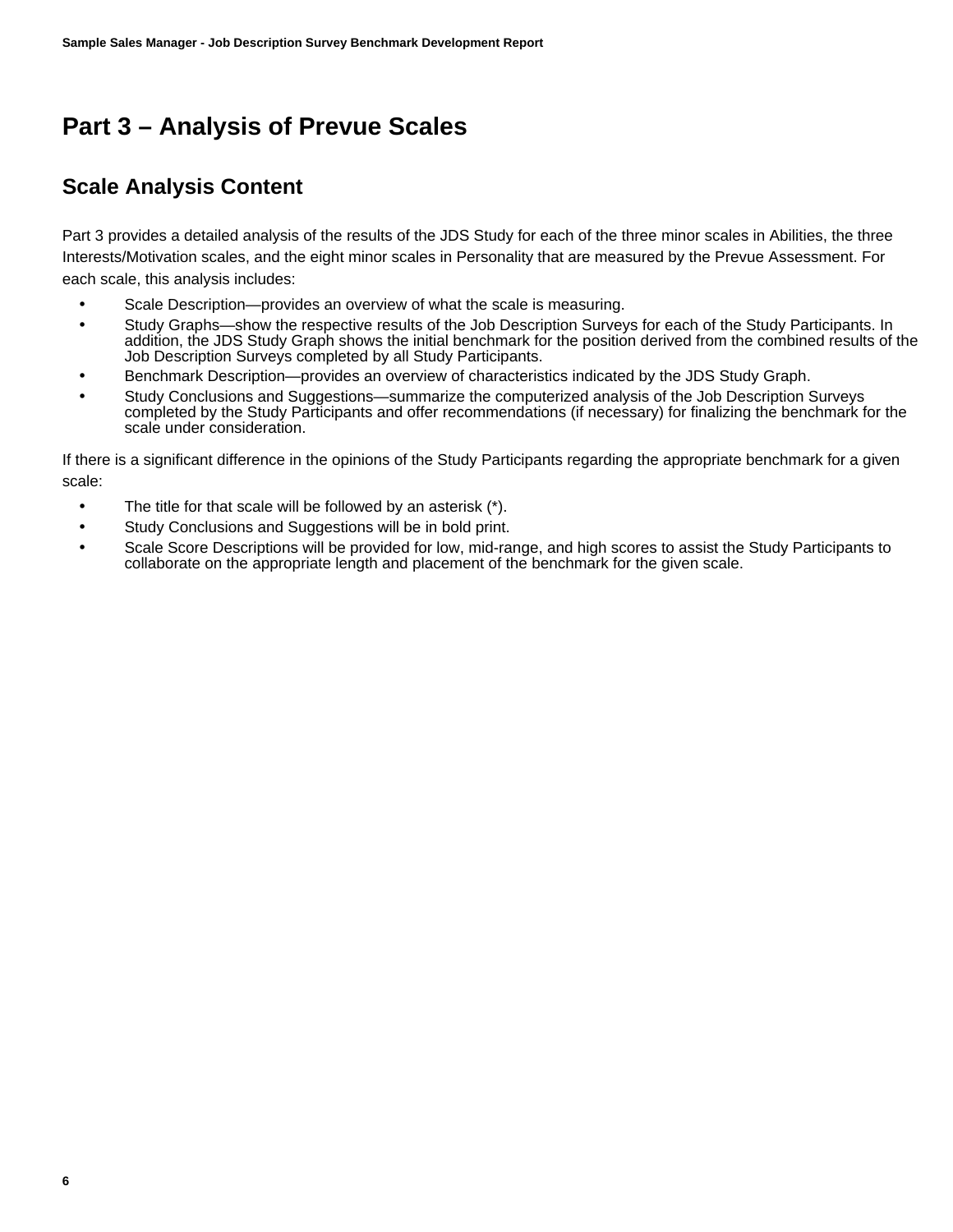# Part 3 – Analysis of Prevue Scales

## Scale Analysis Content

Part 3 provides a detailed analysis of the results of the JDS Study for each of the three minor scales in Abilities, the three Interests/Motivation scales, and the eight minor scales in Personality that are measured by the Prevue Assessment. For each scale, this analysis includes:

- Scale Description—provides an overview of what the scale is measuring.
- Study Graphs—show the respective results of the Job Description Surveys for each of the Study Participants. In addition, the JDS Study Graph shows the initial benchmark for the position derived from the combined results of the Job Description Surveys completed by all Study Participants.
- Benchmark Description—provides an overview of characteristics indicated by the JDS Study Graph.
- Study Conclusions and Suggestions—summarize the computerized analysis of the Job Description Surveys completed by the Study Participants and offer recommendations (if necessary) for finalizing the benchmark for the scale under consideration.

If there is a significant difference in the opinions of the Study Participants regarding the appropriate benchmark for a given scale:

- The title for that scale will be followed by an asterisk (*).
- Study Conclusions and Suggestions will be in bold print.
- Scale Score Descriptions will be provided for low, mid-range, and high scores to assist the Study Participants to collaborate on the appropriate length and placement of the benchmark for the given scale.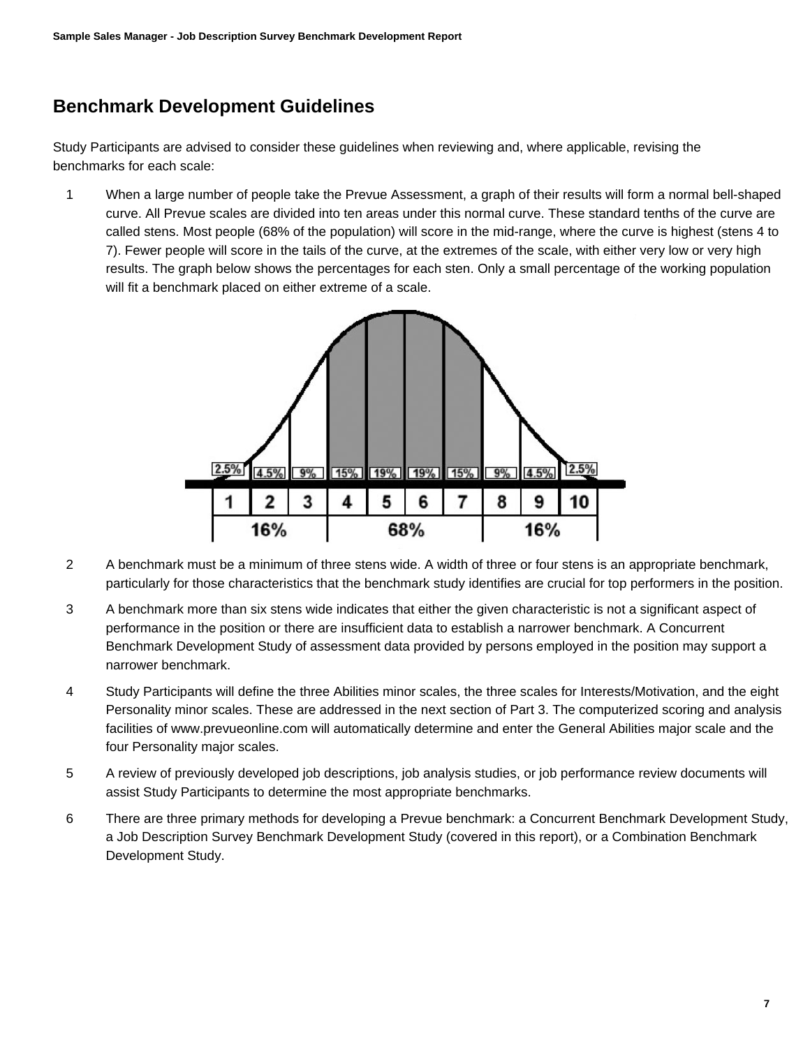## Benchmark Development Guidelines

Study Participants are advised to consider these guidelines when reviewing and, where applicable, revising the benchmarks for each scale:

1. When a large number of people take the Prevue Assessment, a graph of their results will form a normal bell-shaped curve. All Prevue scales are divided into ten areas under this normal curve. These standard tenths of the curve are called stens. Most people (68% of the population) will score in the mid-range, where the curve is highest (stens 4 to 7). Fewer people will score in the tails of the curve, at the extremes of the scale, with either very low or very high results. The graph below shows the percentages for each sten. Only a small percentage of the working population will fit a benchmark placed on either extreme of a scale.

| 2.5% | 4.5% | 9% | 15% | 19% | 19% | 15% | 9% | 4.5% | 2.5% |
|---|---|---|---|---|---|---|---|---|---|
| 1 | 2 | 3 | 4 | 5 | 6 | 7 | 8 | 9 | 10 |
| 16% | | | 68% | | | | 16% | | |

2. A benchmark must be a minimum of three stens wide. A width of three or four stens is an appropriate benchmark, particularly for those characteristics that the benchmark study identifies are crucial for top performers in the position.
3. A benchmark more than six stens wide indicates that either the given characteristic is not a significant aspect of performance in the position or there are insufficient data to establish a narrower benchmark. A Concurrent Benchmark Development Study of assessment data provided by persons employed in the position may support a narrower benchmark.
4. Study Participants will define the three Abilities minor scales, the three scales for Interests/Motivation, and the eight Personality minor scales. These are addressed in the next section of Part 3. The computerized scoring and analysis facilities of www.prevueonline.com will automatically determine and enter the General Abilities major scale and the four Personality major scales.
5. A review of previously developed job descriptions, job analysis studies, or job performance review documents will assist Study Participants to determine the most appropriate benchmarks.
6. There are three primary methods for developing a Prevue benchmark: a Concurrent Benchmark Development Study, a Job Description Survey Benchmark Development Study (covered in this report), or a Combination Benchmark Development Study.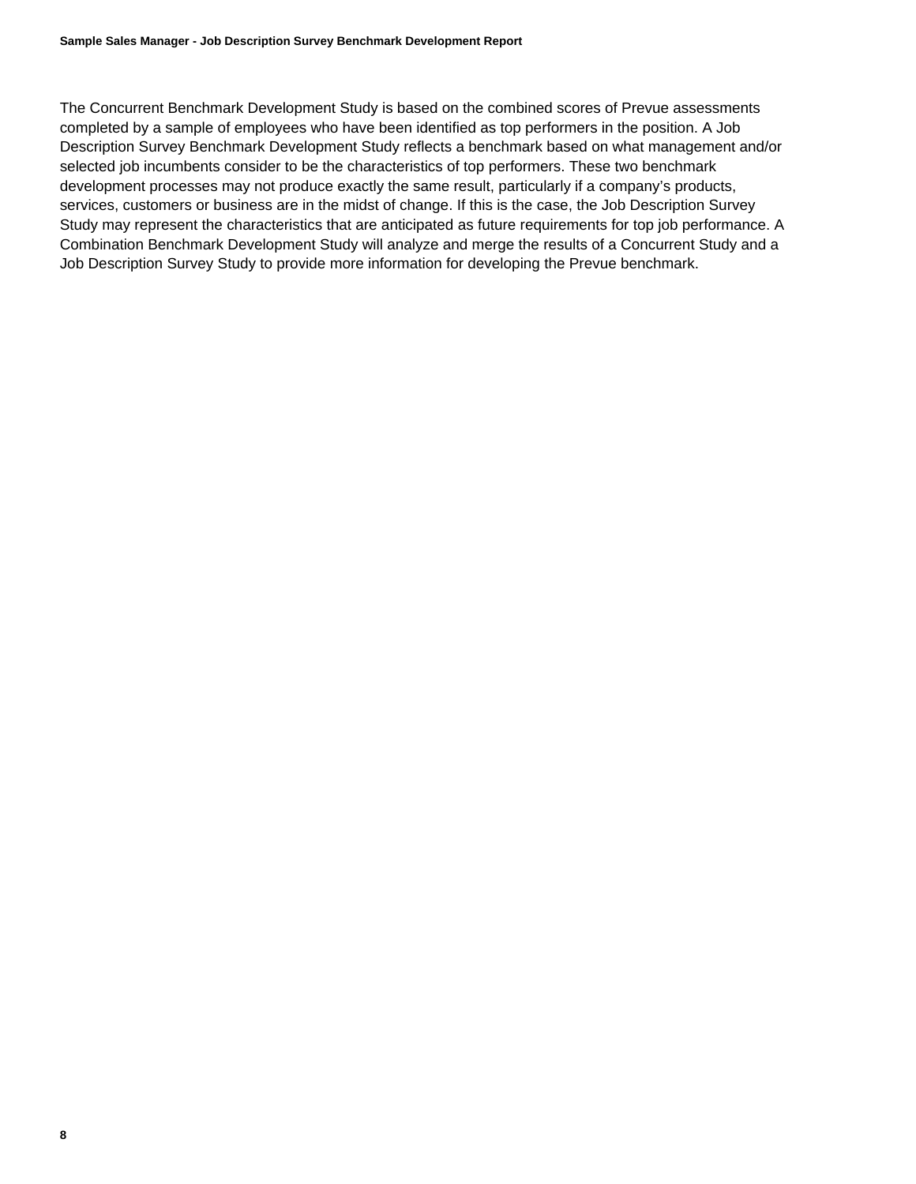The Concurrent Benchmark Development Study is based on the combined scores of Prevue assessments completed by a sample of employees who have been identified as top performers in the position. A Job Description Survey Benchmark Development Study reflects a benchmark based on what management and/or selected job incumbents consider to be the characteristics of top performers. These two benchmark development processes may not produce exactly the same result, particularly if a company's products, services, customers or business are in the midst of change. If this is the case, the Job Description Survey Study may represent the characteristics that are anticipated as future requirements for top job performance. A Combination Benchmark Development Study will analyze and merge the results of a Concurrent Study and a Job Description Survey Study to provide more information for developing the Prevue benchmark.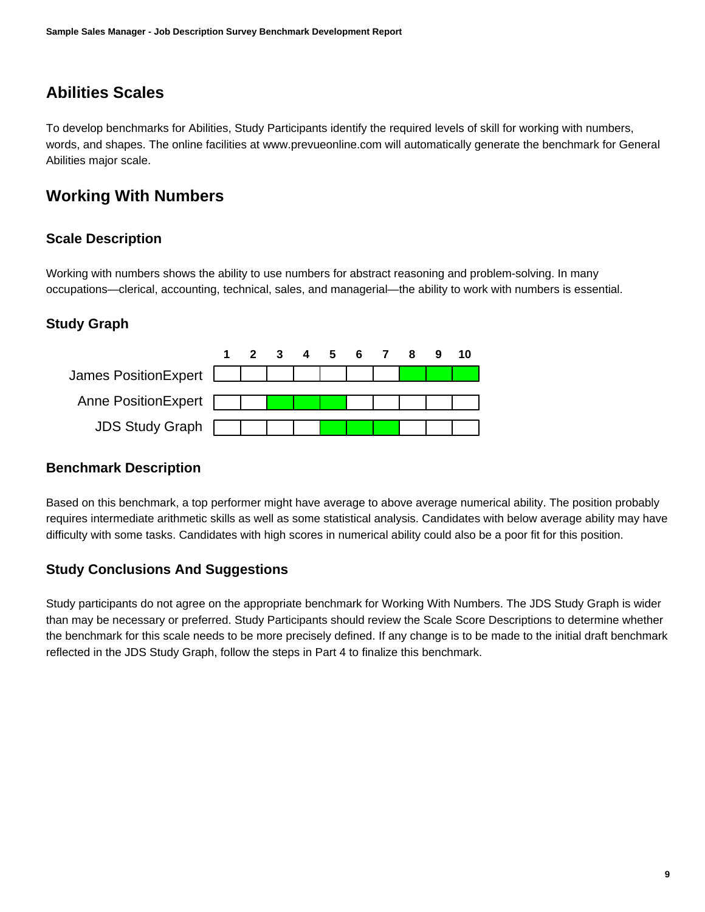## Abilities Scales

To develop benchmarks for Abilities, Study Participants identify the required levels of skill for working with numbers, words, and shapes. The online facilities at www.prevueonline.com will automatically generate the benchmark for General Abilities major scale.

## Working With Numbers

### Scale Description

Working with numbers shows the ability to use numbers for abstract reasoning and problem-solving. In many occupations—clerical, accounting, technical, sales, and managerial—the ability to work with numbers is essential.

### Study Graph

| | 1 | 2 | 3 | 4 | 5 | 6 | 7 | 8 | 9 | 10 |
|---|---|---|---|---|---|---|---|---|---|---|
| James PositionExpert | | | | | | | | ■ | ■ | ■ |
| Anne PositionExpert | | | ■ | ■ | ■ | | | | | |
| JDS Study Graph | | | | | ■ | ■ | ■ | | | |

### Benchmark Description

Based on this benchmark, a top performer might have average to above average numerical ability. The position probably requires intermediate arithmetic skills as well as some statistical analysis. Candidates with below average ability may have difficulty with some tasks. Candidates with high scores in numerical ability could also be a poor fit for this position.

### Study Conclusions And Suggestions

Study participants do not agree on the appropriate benchmark for Working With Numbers. The JDS Study Graph is wider than may be necessary or preferred. Study Participants should review the Scale Score Descriptions to determine whether the benchmark for this scale needs to be more precisely defined. If any change is to be made to the initial draft benchmark reflected in the JDS Study Graph, follow the steps in Part 4 to finalize this benchmark.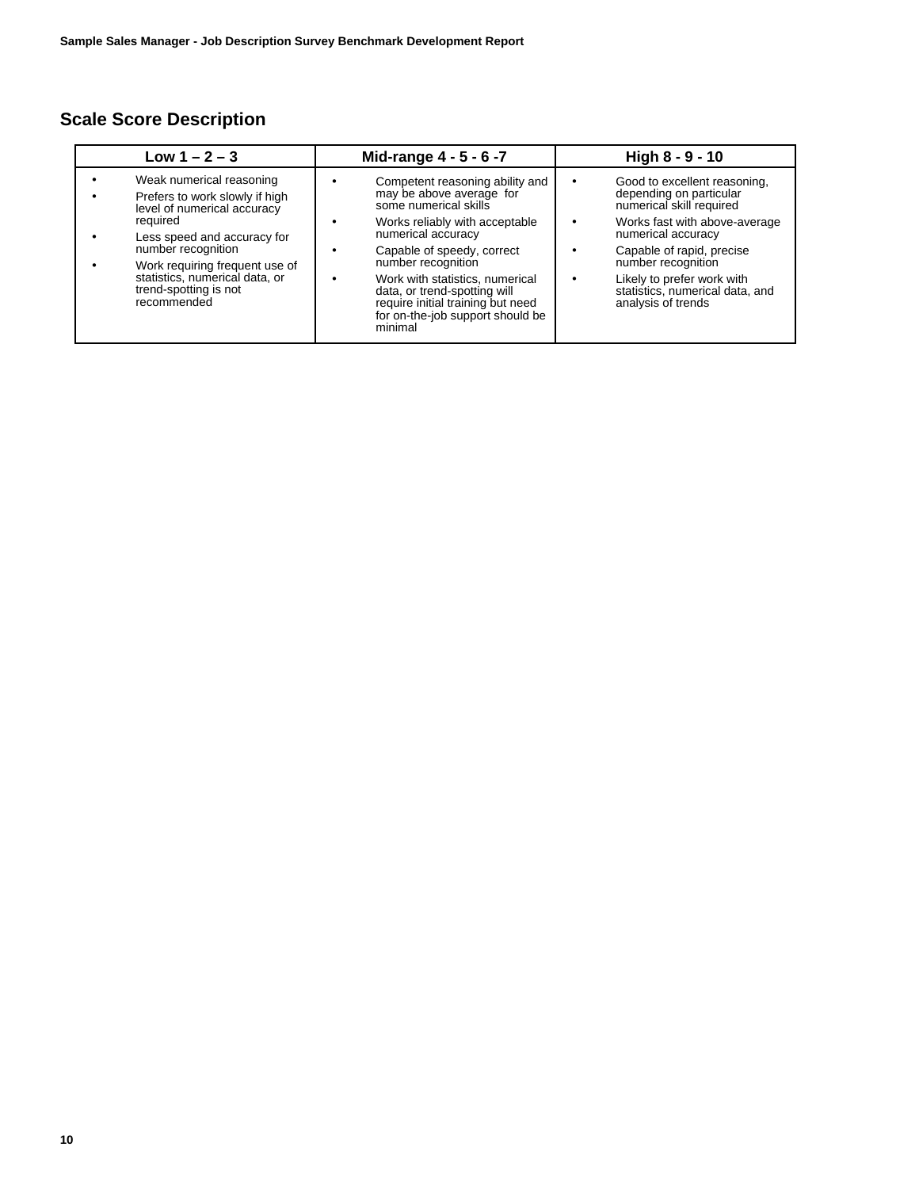## Scale Score Description

| Low 1 – 2 – 3 | Mid-range 4 - 5 - 6 -7 | High 8 - 9 - 10 |
|---|---|---|
| • Weak numerical reasoning<br>• Prefers to work slowly if high level of numerical accuracy required<br>• Less speed and accuracy for number recognition<br>• Work requiring frequent use of statistics, numerical data, or trend-spotting is not recommended | • Competent reasoning ability and may be above average for some numerical skills<br>• Works reliably with acceptable numerical accuracy<br>• Capable of speedy, correct number recognition<br>• Work with statistics, numerical data, or trend-spotting will require initial training but need for on-the-job support should be minimal | • Good to excellent reasoning, depending on particular numerical skill required<br>• Works fast with above-average numerical accuracy<br>• Capable of rapid, precise number recognition<br>• Likely to prefer work with statistics, numerical data, and analysis of trends |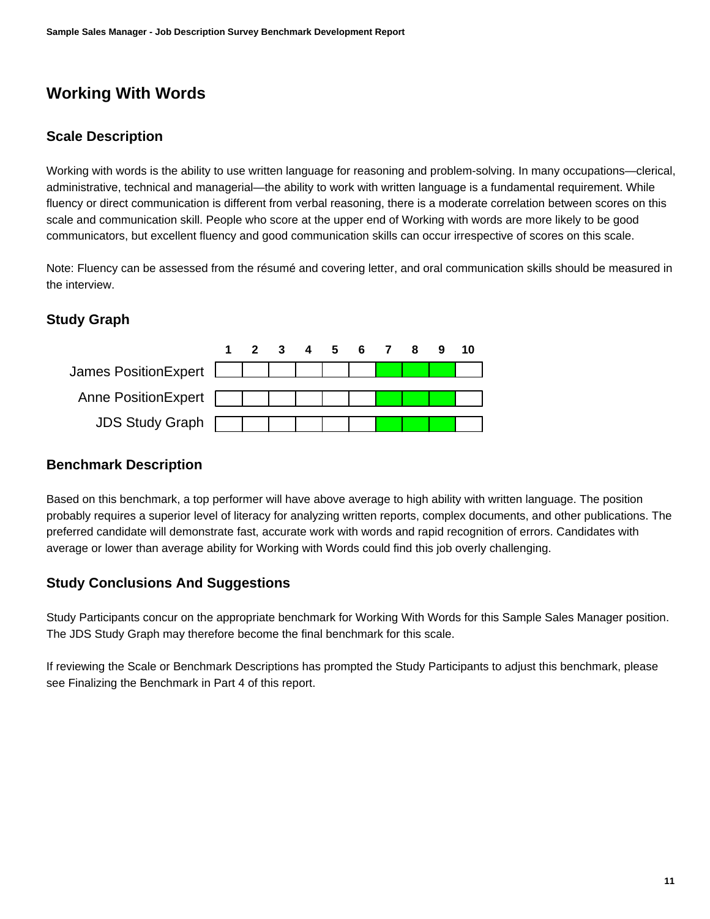# Working With Words

## Scale Description

Working with words is the ability to use written language for reasoning and problem-solving. In many occupations—clerical, administrative, technical and managerial—the ability to work with written language is a fundamental requirement. While fluency or direct communication is different from verbal reasoning, there is a moderate correlation between scores on this scale and communication skill. People who score at the upper end of Working with words are more likely to be good communicators, but excellent fluency and good communication skills can occur irrespective of scores on this scale.

Note: Fluency can be assessed from the résumé and covering letter, and oral communication skills should be measured in the interview.

## Study Graph

| | 1 | 2 | 3 | 4 | 5 | 6 | 7 | 8 | 9 | 10 |
|---|---|---|---|---|---|---|---|---|---|---|
| James PositionExpert | | | | | | | ■ | ■ | ■ | |
| Anne PositionExpert | | | | | | | ■ | ■ | ■ | |
| JDS Study Graph | | | | | | | ■ | ■ | ■ | |

## Benchmark Description

Based on this benchmark, a top performer will have above average to high ability with written language. The position probably requires a superior level of literacy for analyzing written reports, complex documents, and other publications. The preferred candidate will demonstrate fast, accurate work with words and rapid recognition of errors. Candidates with average or lower than average ability for Working with Words could find this job overly challenging.

## Study Conclusions And Suggestions

Study Participants concur on the appropriate benchmark for Working With Words for this Sample Sales Manager position. The JDS Study Graph may therefore become the final benchmark for this scale.

If reviewing the Scale or Benchmark Descriptions has prompted the Study Participants to adjust this benchmark, please see Finalizing the Benchmark in Part 4 of this report.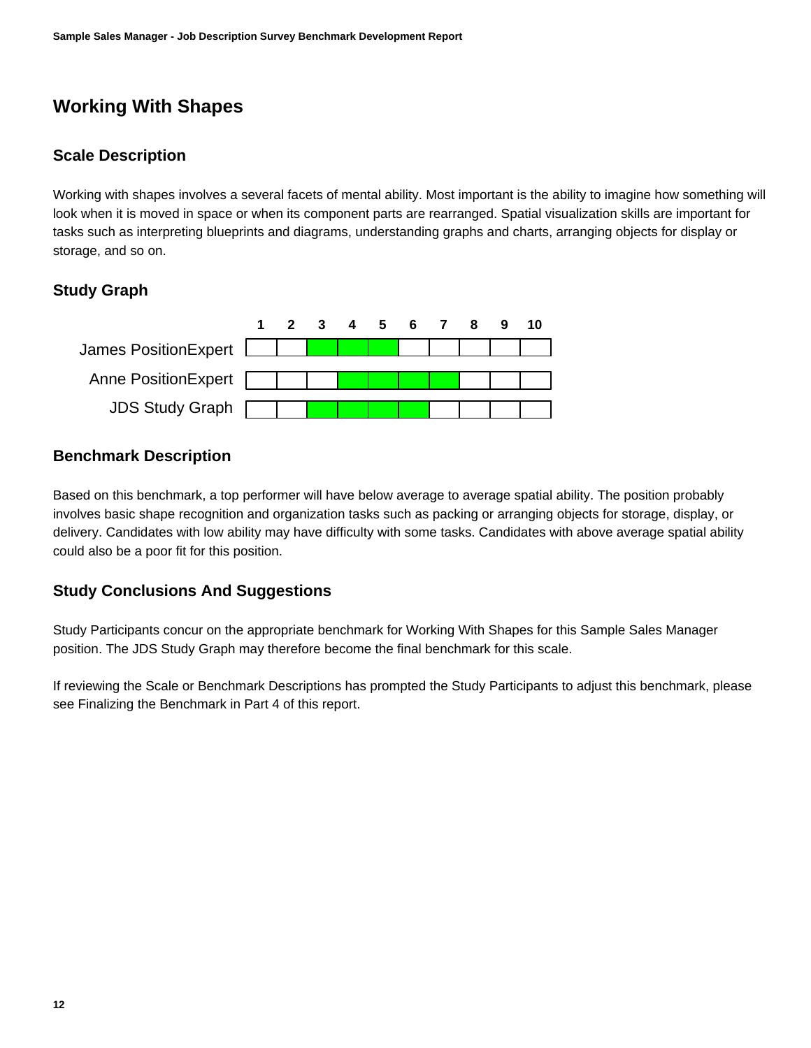## Working With Shapes

### Scale Description

Working with shapes involves a several facets of mental ability. Most important is the ability to imagine how something will look when it is moved in space or when its component parts are rearranged. Spatial visualization skills are important for tasks such as interpreting blueprints and diagrams, understanding graphs and charts, arranging objects for display or storage, and so on.

### Study Graph

| | 1 | 2 | 3 | 4 | 5 | 6 | 7 | 8 | 9 | 10 |
|---|---|---|---|---|---|---|---|---|---|---|
| James PositionExpert | | | ■ | ■ | ■ | | | | | |
| Anne PositionExpert | | | | ■ | ■ | ■ | ■ | | | |
| JDS Study Graph | | | ■ | ■ | ■ | ■ | | | | |

### Benchmark Description

Based on this benchmark, a top performer will have below average to average spatial ability. The position probably involves basic shape recognition and organization tasks such as packing or arranging objects for storage, display, or delivery. Candidates with low ability may have difficulty with some tasks. Candidates with above average spatial ability could also be a poor fit for this position.

### Study Conclusions And Suggestions

Study Participants concur on the appropriate benchmark for Working With Shapes for this Sample Sales Manager position. The JDS Study Graph may therefore become the final benchmark for this scale.

If reviewing the Scale or Benchmark Descriptions has prompted the Study Participants to adjust this benchmark, please see Finalizing the Benchmark in Part 4 of this report.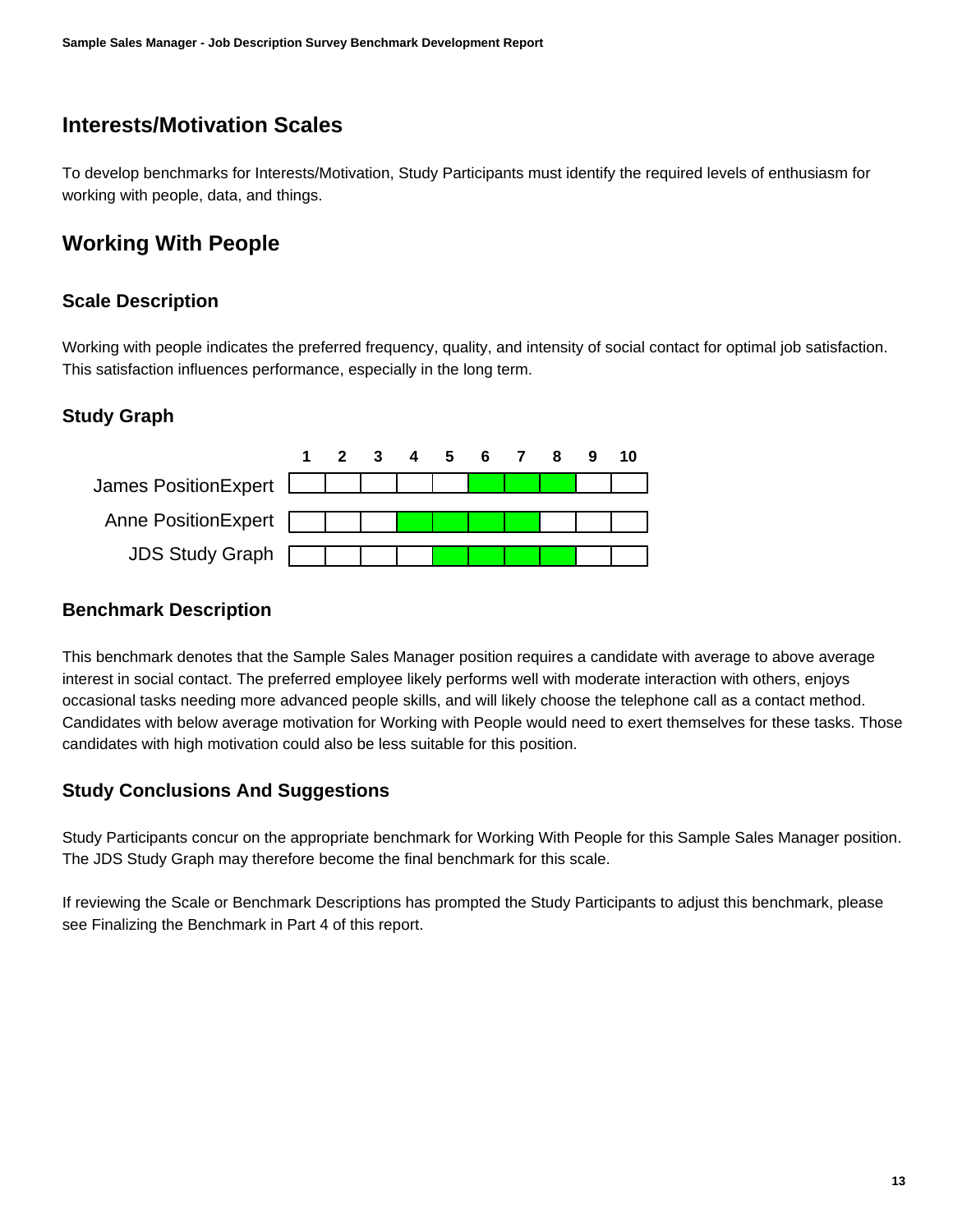## Interests/Motivation Scales

To develop benchmarks for Interests/Motivation, Study Participants must identify the required levels of enthusiasm for working with people, data, and things.

## Working With People

### Scale Description

Working with people indicates the preferred frequency, quality, and intensity of social contact for optimal job satisfaction. This satisfaction influences performance, especially in the long term.

### Study Graph

| | 1 | 2 | 3 | 4 | 5 | 6 | 7 | 8 | 9 | 10 |
|---|---|---|---|---|---|---|---|---|---|---|
| James PositionExpert | | | | | | ■ | ■ | ■ | | |
| Anne PositionExpert | | | | ■ | ■ | ■ | ■ | | | |
| JDS Study Graph | | | | | ■ | ■ | ■ | ■ | | |

### Benchmark Description

This benchmark denotes that the Sample Sales Manager position requires a candidate with average to above average interest in social contact. The preferred employee likely performs well with moderate interaction with others, enjoys occasional tasks needing more advanced people skills, and will likely choose the telephone call as a contact method. Candidates with below average motivation for Working with People would need to exert themselves for these tasks. Those candidates with high motivation could also be less suitable for this position.

### Study Conclusions And Suggestions

Study Participants concur on the appropriate benchmark for Working With People for this Sample Sales Manager position. The JDS Study Graph may therefore become the final benchmark for this scale.

If reviewing the Scale or Benchmark Descriptions has prompted the Study Participants to adjust this benchmark, please see Finalizing the Benchmark in Part 4 of this report.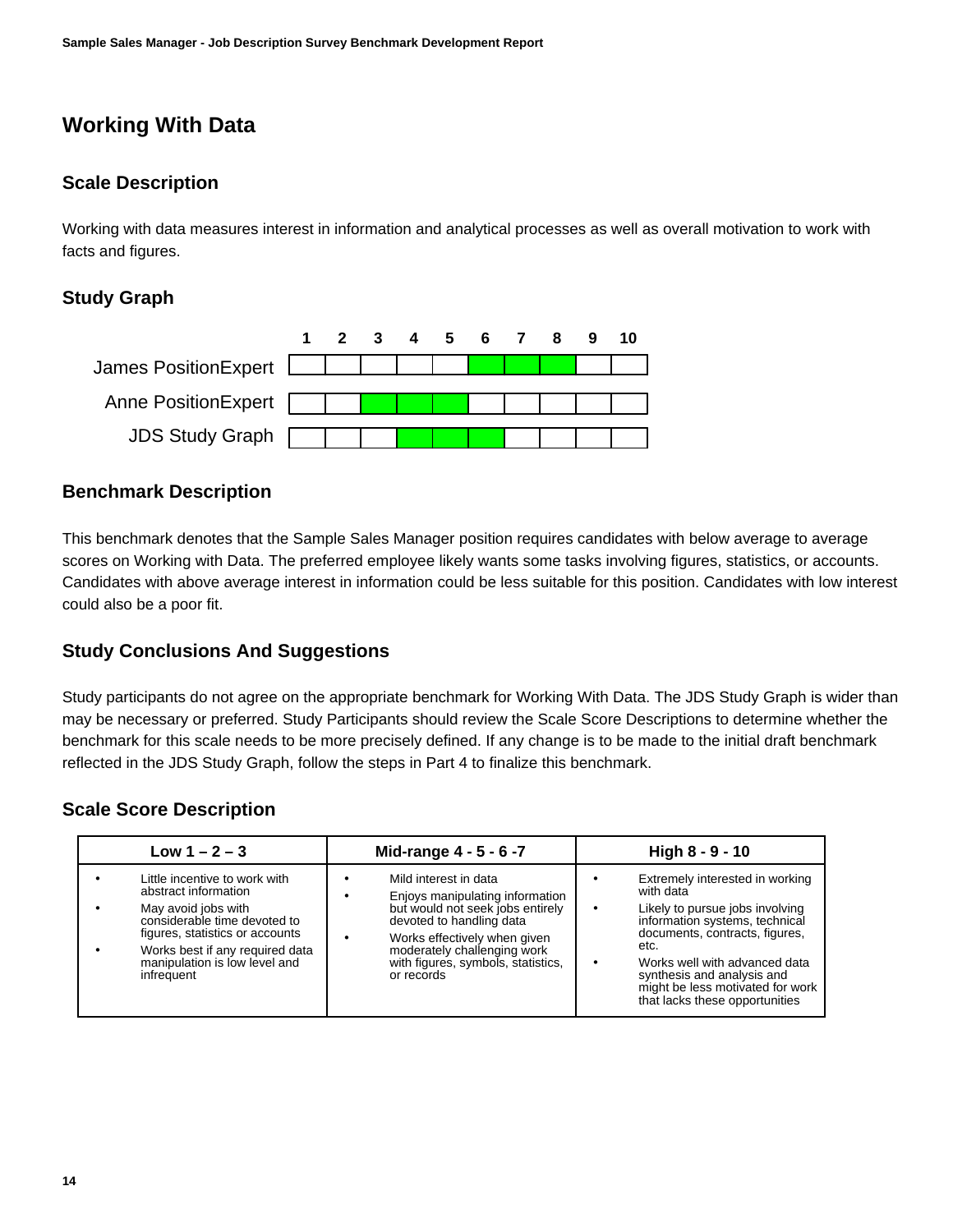# Working With Data

## Scale Description

Working with data measures interest in information and analytical processes as well as overall motivation to work with facts and figures.

## Study Graph

| | 1 | 2 | 3 | 4 | 5 | 6 | 7 | 8 | 9 | 10 |
|---|---|---|---|---|---|---|---|---|---|---|
| James PositionExpert | | | | | | ■ | ■ | ■ | | |
| Anne PositionExpert | | | ■ | ■ | ■ | | | | | |
| JDS Study Graph | | | | ■ | ■ | ■ | | | | |

## Benchmark Description

This benchmark denotes that the Sample Sales Manager position requires candidates with below average to average scores on Working with Data. The preferred employee likely wants some tasks involving figures, statistics, or accounts. Candidates with above average interest in information could be less suitable for this position. Candidates with low interest could also be a poor fit.

## Study Conclusions And Suggestions

Study participants do not agree on the appropriate benchmark for Working With Data. The JDS Study Graph is wider than may be necessary or preferred. Study Participants should review the Scale Score Descriptions to determine whether the benchmark for this scale needs to be more precisely defined. If any change is to be made to the initial draft benchmark reflected in the JDS Study Graph, follow the steps in Part 4 to finalize this benchmark.

## Scale Score Description

| Low 1 – 2 – 3 | Mid-range 4 - 5 - 6 -7 | High 8 - 9 - 10 |
|---|---|---|
| • Little incentive to work with abstract information<br>• May avoid jobs with considerable time devoted to figures, statistics or accounts<br>• Works best if any required data manipulation is low level and infrequent | • Mild interest in data<br>• Enjoys manipulating information but would not seek jobs entirely devoted to handling data<br>• Works effectively when given moderately challenging work with figures, symbols, statistics, or records | • Extremely interested in working with data<br>• Likely to pursue jobs involving information systems, technical documents, contracts, figures, etc.<br>• Works well with advanced data synthesis and analysis and might be less motivated for work that lacks these opportunities |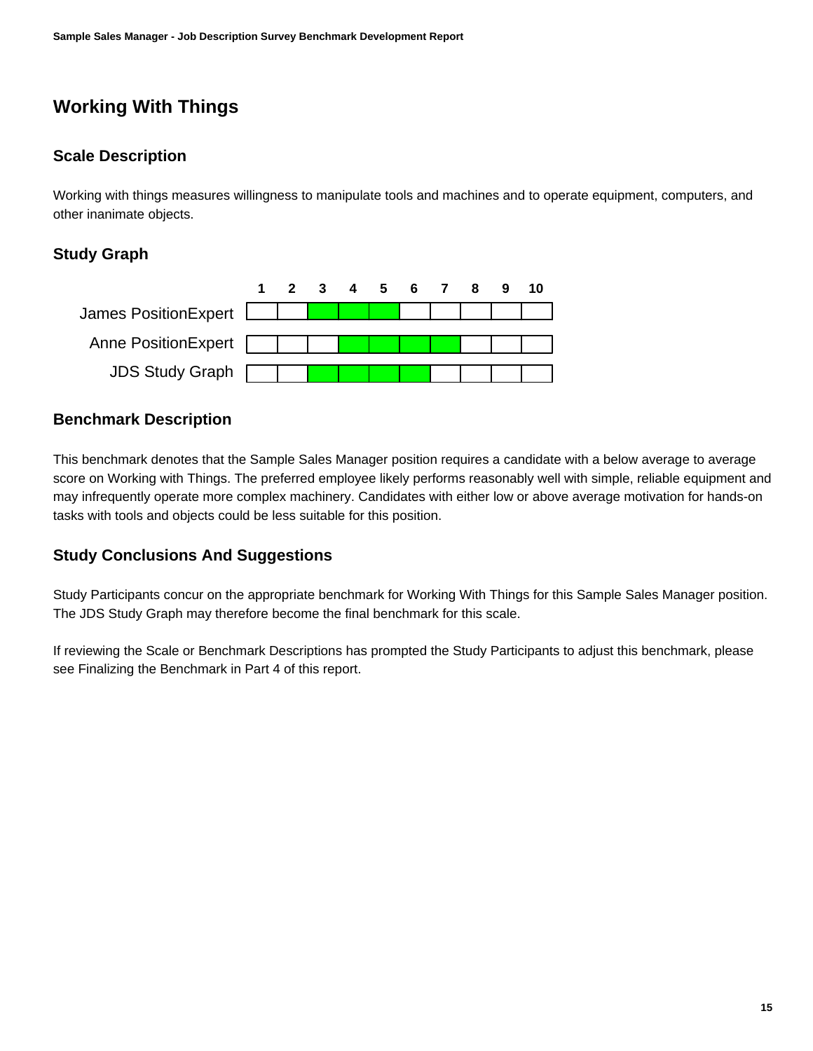# Working With Things

## Scale Description

Working with things measures willingness to manipulate tools and machines and to operate equipment, computers, and other inanimate objects.

## Study Graph

| | 1 | 2 | 3 | 4 | 5 | 6 | 7 | 8 | 9 | 10 |
|---|---|---|---|---|---|---|---|---|---|---|
| James PositionExpert | | | ■ | ■ | ■ | | | | | |
| Anne PositionExpert | | | | ■ | ■ | ■ | ■ | | | |
| JDS Study Graph | | | ■ | ■ | ■ | ■ | | | | |

## Benchmark Description

This benchmark denotes that the Sample Sales Manager position requires a candidate with a below average to average score on Working with Things. The preferred employee likely performs reasonably well with simple, reliable equipment and may infrequently operate more complex machinery. Candidates with either low or above average motivation for hands-on tasks with tools and objects could be less suitable for this position.

## Study Conclusions And Suggestions

Study Participants concur on the appropriate benchmark for Working With Things for this Sample Sales Manager position. The JDS Study Graph may therefore become the final benchmark for this scale.

If reviewing the Scale or Benchmark Descriptions has prompted the Study Participants to adjust this benchmark, please see Finalizing the Benchmark in Part 4 of this report.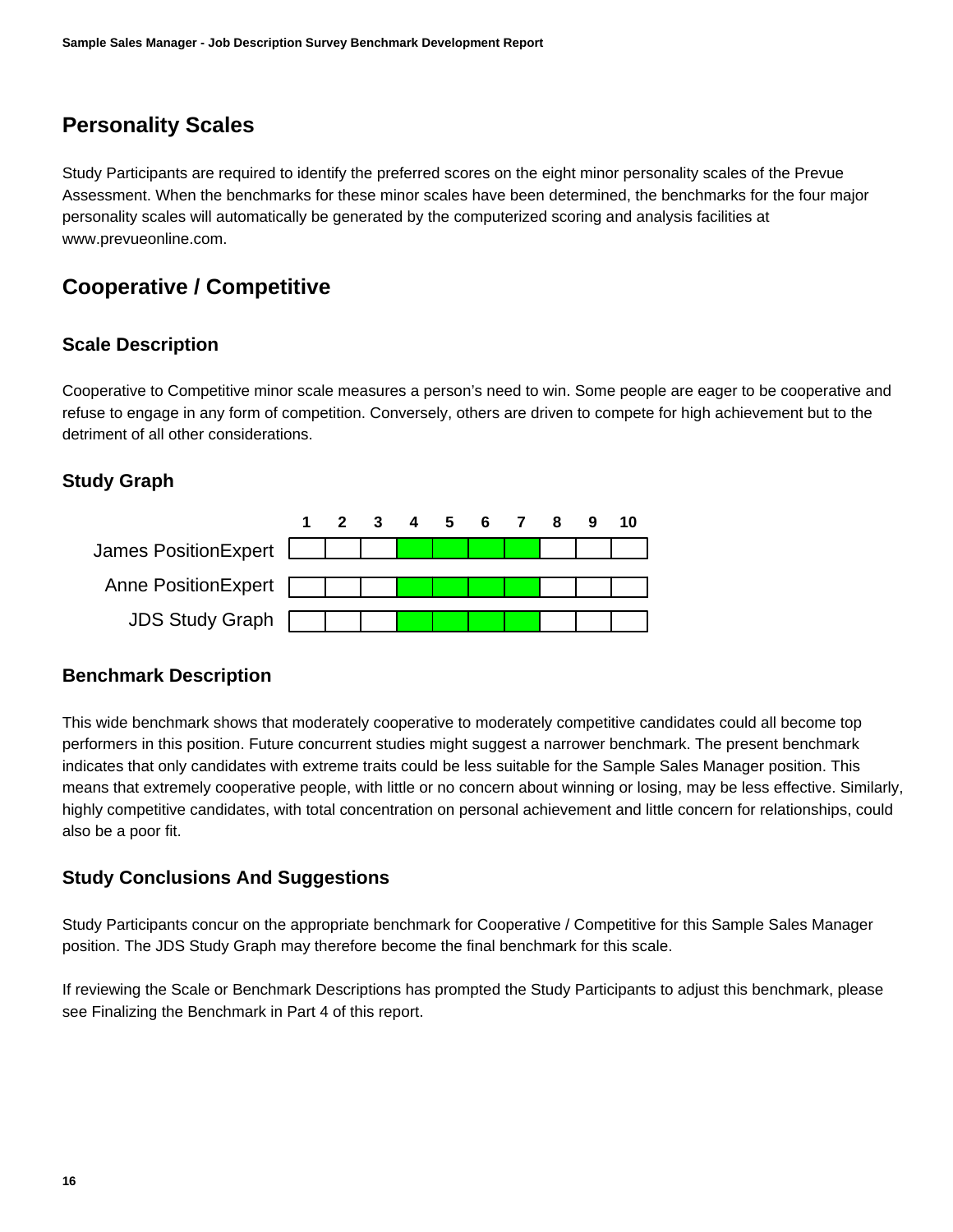## Personality Scales

Study Participants are required to identify the preferred scores on the eight minor personality scales of the Prevue Assessment. When the benchmarks for these minor scales have been determined, the benchmarks for the four major personality scales will automatically be generated by the computerized scoring and analysis facilities at www.prevueonline.com.

## Cooperative / Competitive

### Scale Description

Cooperative to Competitive minor scale measures a person's need to win. Some people are eager to be cooperative and refuse to engage in any form of competition. Conversely, others are driven to compete for high achievement but to the detriment of all other considerations.

### Study Graph

| | 1 | 2 | 3 | 4 | 5 | 6 | 7 | 8 | 9 | 10 |
|---|---|---|---|---|---|---|---|---|---|---|
| James PositionExpert | | | | ■ | ■ | ■ | ■ | | | |
| Anne PositionExpert | | | | ■ | ■ | ■ | ■ | | | |
| JDS Study Graph | | | | ■ | ■ | ■ | ■ | | | |

### Benchmark Description

This wide benchmark shows that moderately cooperative to moderately competitive candidates could all become top performers in this position. Future concurrent studies might suggest a narrower benchmark. The present benchmark indicates that only candidates with extreme traits could be less suitable for the Sample Sales Manager position. This means that extremely cooperative people, with little or no concern about winning or losing, may be less effective. Similarly, highly competitive candidates, with total concentration on personal achievement and little concern for relationships, could also be a poor fit.

### Study Conclusions And Suggestions

Study Participants concur on the appropriate benchmark for Cooperative / Competitive for this Sample Sales Manager position. The JDS Study Graph may therefore become the final benchmark for this scale.

If reviewing the Scale or Benchmark Descriptions has prompted the Study Participants to adjust this benchmark, please see Finalizing the Benchmark in Part 4 of this report.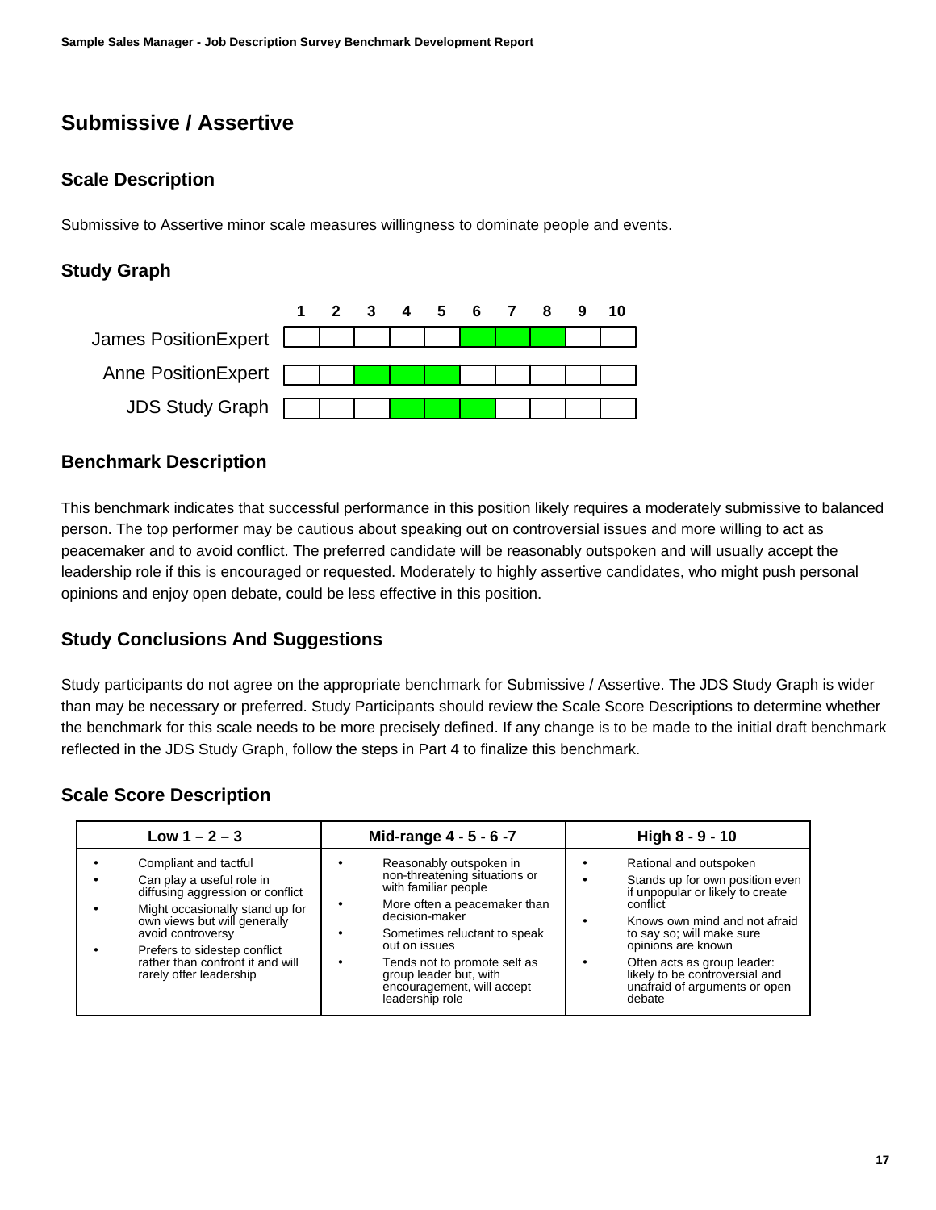# Submissive / Assertive

## Scale Description

Submissive to Assertive minor scale measures willingness to dominate people and events.

## Study Graph

| | 1 | 2 | 3 | 4 | 5 | 6 | 7 | 8 | 9 | 10 |
|---|---|---|---|---|---|---|---|---|---|---|
| James PositionExpert | | | | | | ■ | ■ | ■ | | |
| Anne PositionExpert | | | ■ | ■ | ■ | | | | | |
| JDS Study Graph | | | | ■ | ■ | ■ | | | | |

## Benchmark Description

This benchmark indicates that successful performance in this position likely requires a moderately submissive to balanced person. The top performer may be cautious about speaking out on controversial issues and more willing to act as peacemaker and to avoid conflict. The preferred candidate will be reasonably outspoken and will usually accept the leadership role if this is encouraged or requested. Moderately to highly assertive candidates, who might push personal opinions and enjoy open debate, could be less effective in this position.

## Study Conclusions And Suggestions

Study participants do not agree on the appropriate benchmark for Submissive / Assertive. The JDS Study Graph is wider than may be necessary or preferred. Study Participants should review the Scale Score Descriptions to determine whether the benchmark for this scale needs to be more precisely defined. If any change is to be made to the initial draft benchmark reflected in the JDS Study Graph, follow the steps in Part 4 to finalize this benchmark.

## Scale Score Description

| Low 1 – 2 – 3 | Mid-range 4 - 5 - 6 -7 | High 8 - 9 - 10 |
|---|---|---|
| • Compliant and tactful<br>• Can play a useful role in diffusing aggression or conflict<br>• Might occasionally stand up for own views but will generally avoid controversy<br>• Prefers to sidestep conflict rather than confront it and will rarely offer leadership | • Reasonably outspoken in non-threatening situations or with familiar people<br>• More often a peacemaker than decision-maker<br>• Sometimes reluctant to speak out on issues<br>• Tends not to promote self as group leader but, with encouragement, will accept leadership role | • Rational and outspoken<br>• Stands up for own position even if unpopular or likely to create conflict<br>• Knows own mind and not afraid to say so; will make sure opinions are known<br>• Often acts as group leader: likely to be controversial and unafraid of arguments or open debate |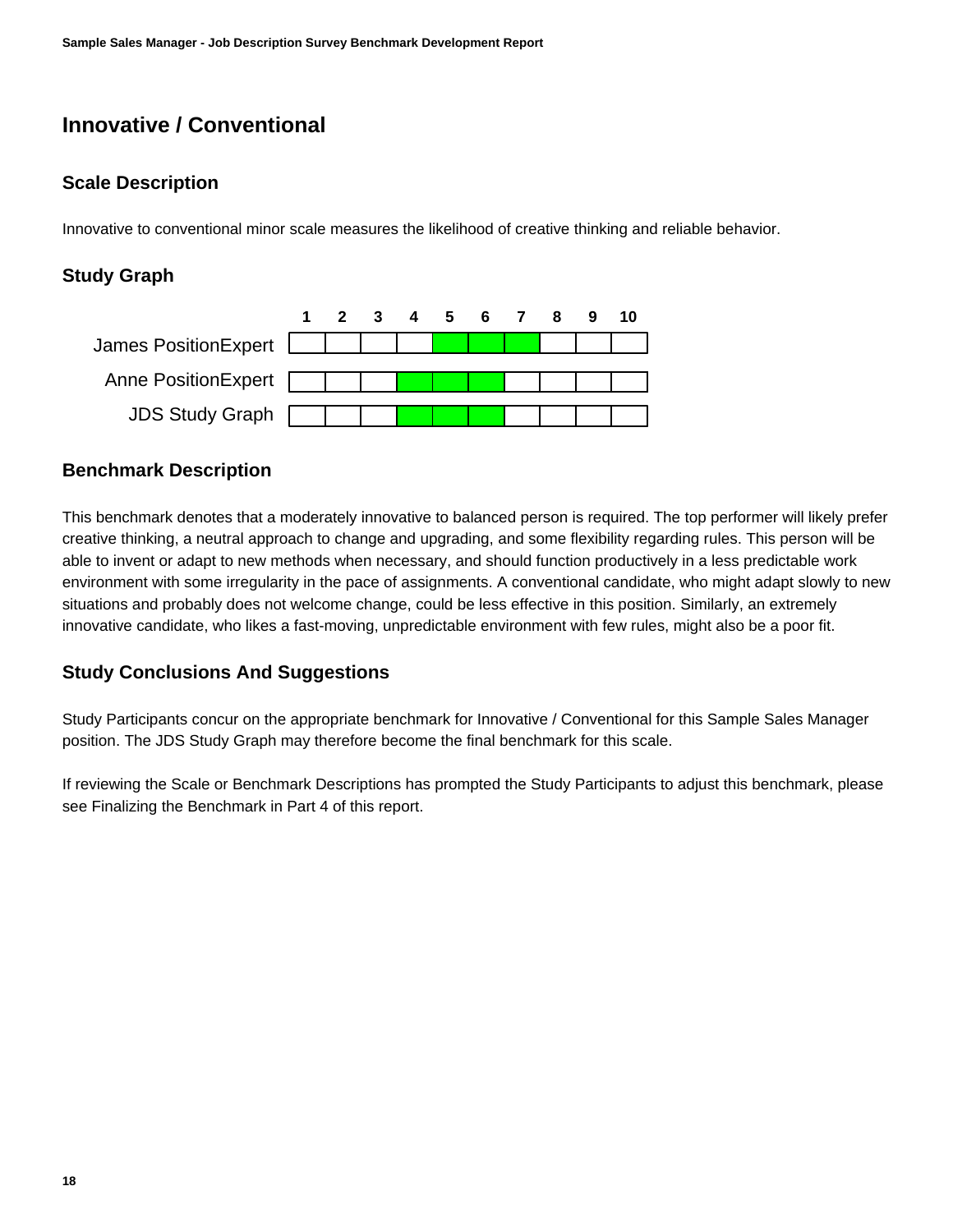# Innovative / Conventional

## Scale Description

Innovative to conventional minor scale measures the likelihood of creative thinking and reliable behavior.

## Study Graph

| | 1 | 2 | 3 | 4 | 5 | 6 | 7 | 8 | 9 | 10 |
|---|---|---|---|---|---|---|---|---|---|---|
| James PositionExpert | | | | | ■ | ■ | ■ | | | |
| Anne PositionExpert | | | | ■ | ■ | ■ | | | | |
| JDS Study Graph | | | | ■ | ■ | ■ | | | | |

## Benchmark Description

This benchmark denotes that a moderately innovative to balanced person is required. The top performer will likely prefer creative thinking, a neutral approach to change and upgrading, and some flexibility regarding rules. This person will be able to invent or adapt to new methods when necessary, and should function productively in a less predictable work environment with some irregularity in the pace of assignments. A conventional candidate, who might adapt slowly to new situations and probably does not welcome change, could be less effective in this position. Similarly, an extremely innovative candidate, who likes a fast-moving, unpredictable environment with few rules, might also be a poor fit.

## Study Conclusions And Suggestions

Study Participants concur on the appropriate benchmark for Innovative / Conventional for this Sample Sales Manager position. The JDS Study Graph may therefore become the final benchmark for this scale.

If reviewing the Scale or Benchmark Descriptions has prompted the Study Participants to adjust this benchmark, please see Finalizing the Benchmark in Part 4 of this report.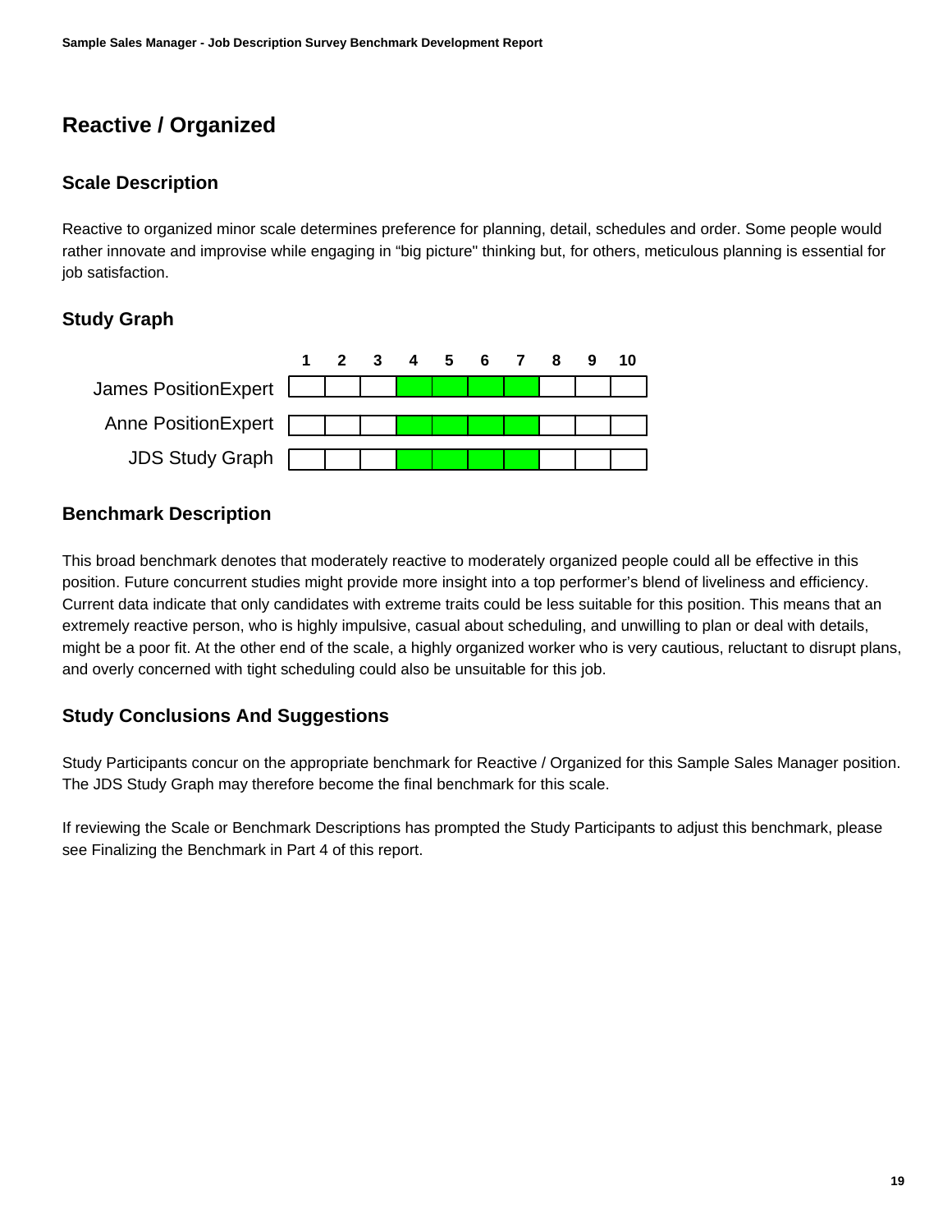## Reactive / Organized

### Scale Description

Reactive to organized minor scale determines preference for planning, detail, schedules and order. Some people would rather innovate and improvise while engaging in “big picture" thinking but, for others, meticulous planning is essential for job satisfaction.

### Study Graph

| | 1 | 2 | 3 | 4 | 5 | 6 | 7 | 8 | 9 | 10 |
|---|---|---|---|---|---|---|---|---|---|---|
| James PositionExpert | | | | ■ | ■ | ■ | ■ | | | |
| Anne PositionExpert | | | | ■ | ■ | ■ | ■ | | | |
| JDS Study Graph | | | | ■ | ■ | ■ | ■ | | | |

### Benchmark Description

This broad benchmark denotes that moderately reactive to moderately organized people could all be effective in this position. Future concurrent studies might provide more insight into a top performer’s blend of liveliness and efficiency. Current data indicate that only candidates with extreme traits could be less suitable for this position. This means that an extremely reactive person, who is highly impulsive, casual about scheduling, and unwilling to plan or deal with details, might be a poor fit. At the other end of the scale, a highly organized worker who is very cautious, reluctant to disrupt plans, and overly concerned with tight scheduling could also be unsuitable for this job.

### Study Conclusions And Suggestions

Study Participants concur on the appropriate benchmark for Reactive / Organized for this Sample Sales Manager position. The JDS Study Graph may therefore become the final benchmark for this scale.

If reviewing the Scale or Benchmark Descriptions has prompted the Study Participants to adjust this benchmark, please see Finalizing the Benchmark in Part 4 of this report.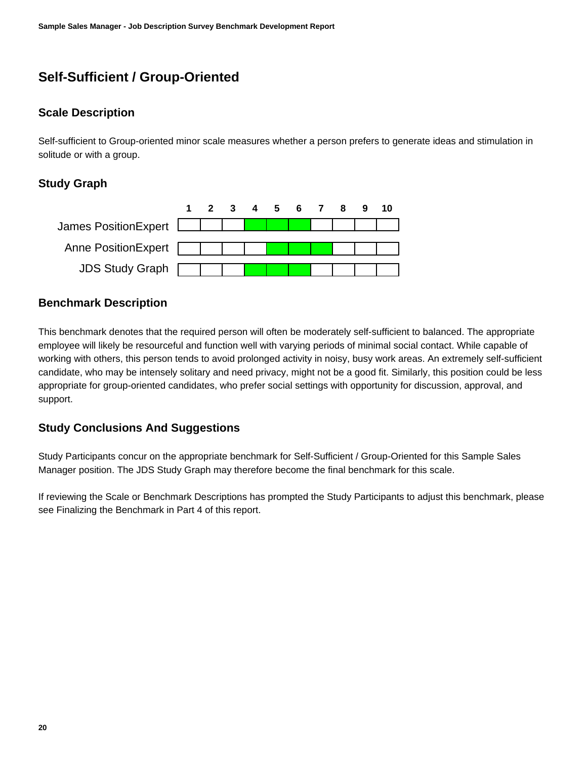# Self-Sufficient / Group-Oriented

## Scale Description

Self-sufficient to Group-oriented minor scale measures whether a person prefers to generate ideas and stimulation in solitude or with a group.

## Study Graph

| | 1 | 2 | 3 | 4 | 5 | 6 | 7 | 8 | 9 | 10 |
|---|---|---|---|---|---|---|---|---|---|---|
| James PositionExpert | | | | ■ | ■ | ■ | | | | |
| Anne PositionExpert | | | | | ■ | ■ | ■ | | | |
| JDS Study Graph | | | | ■ | ■ | ■ | | | | |

## Benchmark Description

This benchmark denotes that the required person will often be moderately self-sufficient to balanced. The appropriate employee will likely be resourceful and function well with varying periods of minimal social contact. While capable of working with others, this person tends to avoid prolonged activity in noisy, busy work areas. An extremely self-sufficient candidate, who may be intensely solitary and need privacy, might not be a good fit. Similarly, this position could be less appropriate for group-oriented candidates, who prefer social settings with opportunity for discussion, approval, and support.

## Study Conclusions And Suggestions

Study Participants concur on the appropriate benchmark for Self-Sufficient / Group-Oriented for this Sample Sales Manager position. The JDS Study Graph may therefore become the final benchmark for this scale.

If reviewing the Scale or Benchmark Descriptions has prompted the Study Participants to adjust this benchmark, please see Finalizing the Benchmark in Part 4 of this report.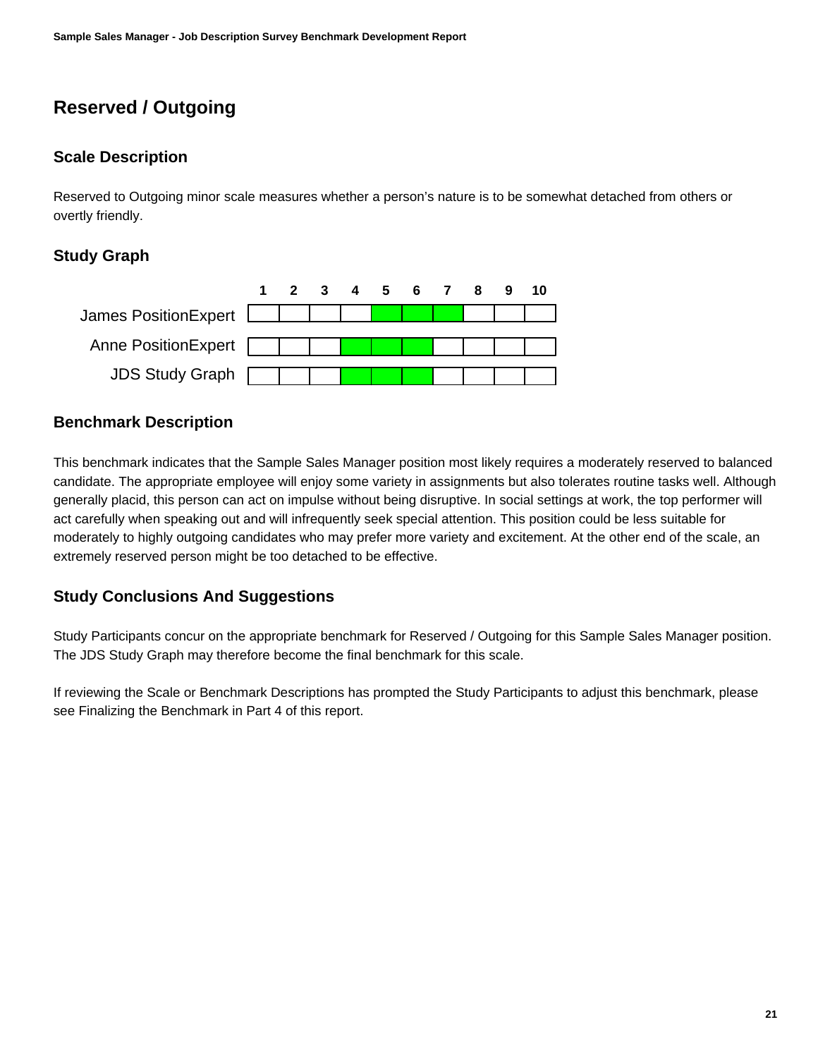# Reserved / Outgoing

## Scale Description

Reserved to Outgoing minor scale measures whether a person's nature is to be somewhat detached from others or overtly friendly.

## Study Graph

| | 1 | 2 | 3 | 4 | 5 | 6 | 7 | 8 | 9 | 10 |
|---|---|---|---|---|---|---|---|---|---|---|
| James PositionExpert | | | | | ■ | ■ | ■ | | | |
| Anne PositionExpert | | | | ■ | ■ | ■ | | | | |
| JDS Study Graph | | | | ■ | ■ | ■ | | | | |

## Benchmark Description

This benchmark indicates that the Sample Sales Manager position most likely requires a moderately reserved to balanced candidate. The appropriate employee will enjoy some variety in assignments but also tolerates routine tasks well. Although generally placid, this person can act on impulse without being disruptive. In social settings at work, the top performer will act carefully when speaking out and will infrequently seek special attention. This position could be less suitable for moderately to highly outgoing candidates who may prefer more variety and excitement. At the other end of the scale, an extremely reserved person might be too detached to be effective.

## Study Conclusions And Suggestions

Study Participants concur on the appropriate benchmark for Reserved / Outgoing for this Sample Sales Manager position. The JDS Study Graph may therefore become the final benchmark for this scale.

If reviewing the Scale or Benchmark Descriptions has prompted the Study Participants to adjust this benchmark, please see Finalizing the Benchmark in Part 4 of this report.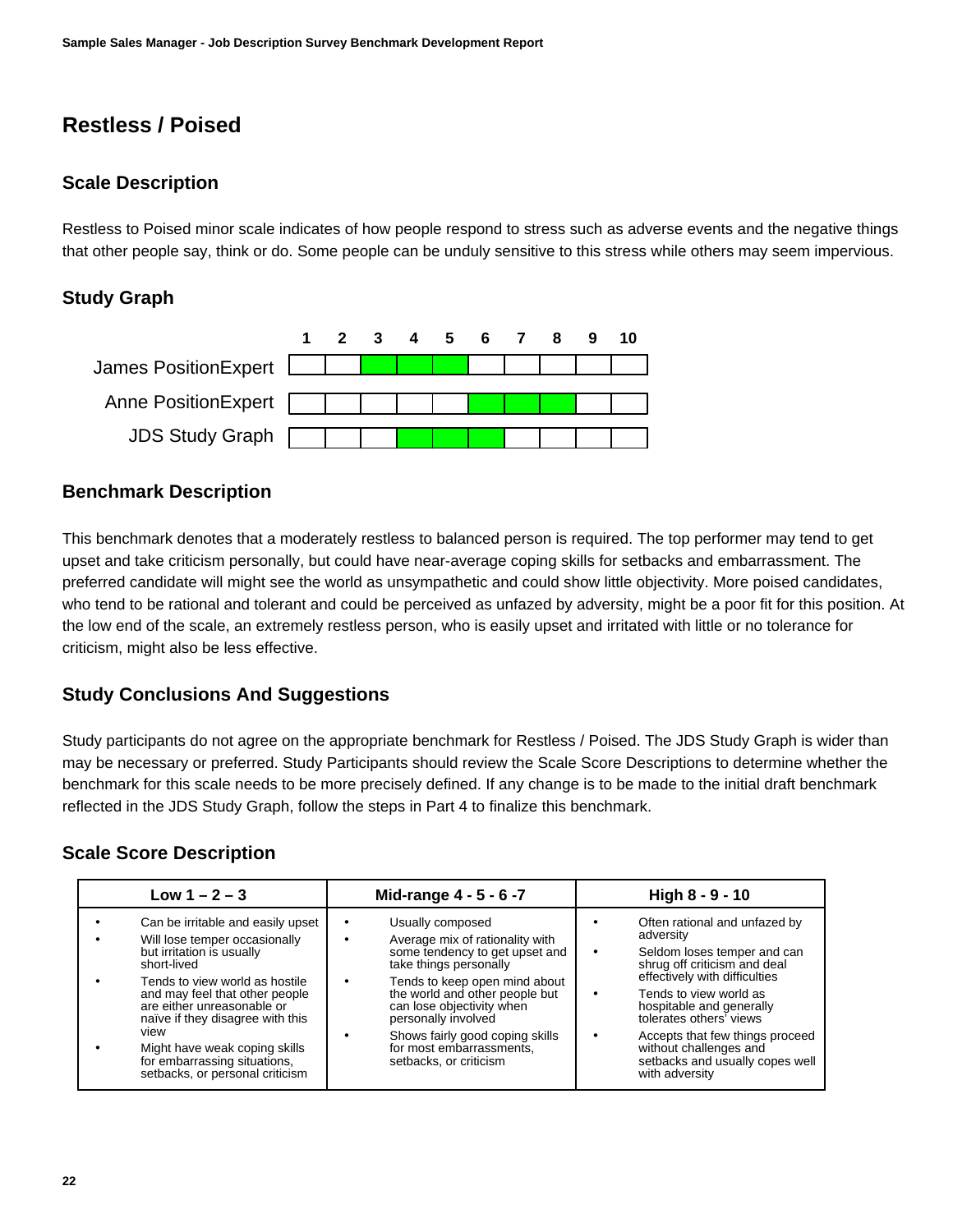## Restless / Poised

### Scale Description

Restless to Poised minor scale indicates of how people respond to stress such as adverse events and the negative things that other people say, think or do. Some people can be unduly sensitive to this stress while others may seem impervious.

### Study Graph

| | 1 | 2 | 3 | 4 | 5 | 6 | 7 | 8 | 9 | 10 |
|---|---|---|---|---|---|---|---|---|---|---|
| James PositionExpert | | | ■ | ■ | ■ | | | | | |
| Anne PositionExpert | | | | | | ■ | ■ | ■ | | |
| JDS Study Graph | | | | ■ | ■ | ■ | | | | |

### Benchmark Description

This benchmark denotes that a moderately restless to balanced person is required. The top performer may tend to get upset and take criticism personally, but could have near-average coping skills for setbacks and embarrassment. The preferred candidate will might see the world as unsympathetic and could show little objectivity. More poised candidates, who tend to be rational and tolerant and could be perceived as unfazed by adversity, might be a poor fit for this position. At the low end of the scale, an extremely restless person, who is easily upset and irritated with little or no tolerance for criticism, might also be less effective.

### Study Conclusions And Suggestions

Study participants do not agree on the appropriate benchmark for Restless / Poised. The JDS Study Graph is wider than may be necessary or preferred. Study Participants should review the Scale Score Descriptions to determine whether the benchmark for this scale needs to be more precisely defined. If any change is to be made to the initial draft benchmark reflected in the JDS Study Graph, follow the steps in Part 4 to finalize this benchmark.

### Scale Score Description

| Low 1 – 2 – 3 | Mid-range 4 - 5 - 6 -7 | High 8 - 9 - 10 |
|---|---|---|
| • Can be irritable and easily upset<br>• Will lose temper occasionally but irritation is usually short-lived<br>• Tends to view world as hostile and may feel that other people are either unreasonable or naïve if they disagree with this view<br>• Might have weak coping skills for embarrassing situations, setbacks, or personal criticism | • Usually composed<br>• Average mix of rationality with some tendency to get upset and take things personally<br>• Tends to keep open mind about the world and other people but can lose objectivity when personally involved<br>• Shows fairly good coping skills for most embarrassments, setbacks, or criticism | • Often rational and unfazed by adversity<br>• Seldom loses temper and can shrug off criticism and deal effectively with difficulties<br>• Tends to view world as hospitable and generally tolerates others' views<br>• Accepts that few things proceed without challenges and setbacks and usually copes well with adversity |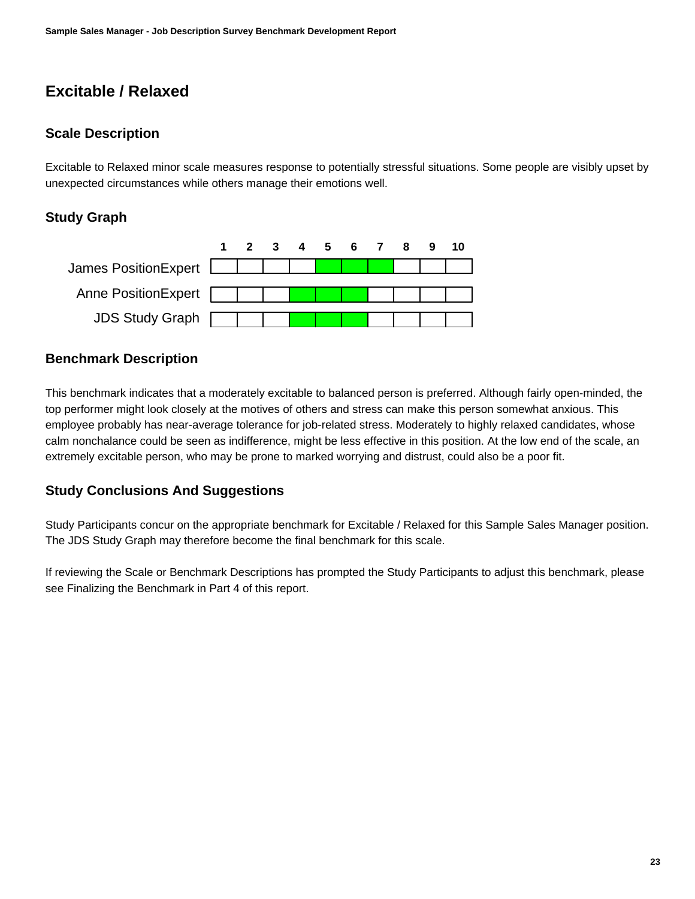## Excitable / Relaxed

### Scale Description

Excitable to Relaxed minor scale measures response to potentially stressful situations. Some people are visibly upset by unexpected circumstances while others manage their emotions well.

### Study Graph

| | 1 | 2 | 3 | 4 | 5 | 6 | 7 | 8 | 9 | 10 |
|---|---|---|---|---|---|---|---|---|---|---|
| James PositionExpert | | | | | ■ | ■ | ■ | | | |
| Anne PositionExpert | | | | ■ | ■ | ■ | | | | |
| JDS Study Graph | | | | ■ | ■ | ■ | | | | |

### Benchmark Description

This benchmark indicates that a moderately excitable to balanced person is preferred. Although fairly open-minded, the top performer might look closely at the motives of others and stress can make this person somewhat anxious. This employee probably has near-average tolerance for job-related stress. Moderately to highly relaxed candidates, whose calm nonchalance could be seen as indifference, might be less effective in this position. At the low end of the scale, an extremely excitable person, who may be prone to marked worrying and distrust, could also be a poor fit.

### Study Conclusions And Suggestions

Study Participants concur on the appropriate benchmark for Excitable / Relaxed for this Sample Sales Manager position. The JDS Study Graph may therefore become the final benchmark for this scale.

If reviewing the Scale or Benchmark Descriptions has prompted the Study Participants to adjust this benchmark, please see Finalizing the Benchmark in Part 4 of this report.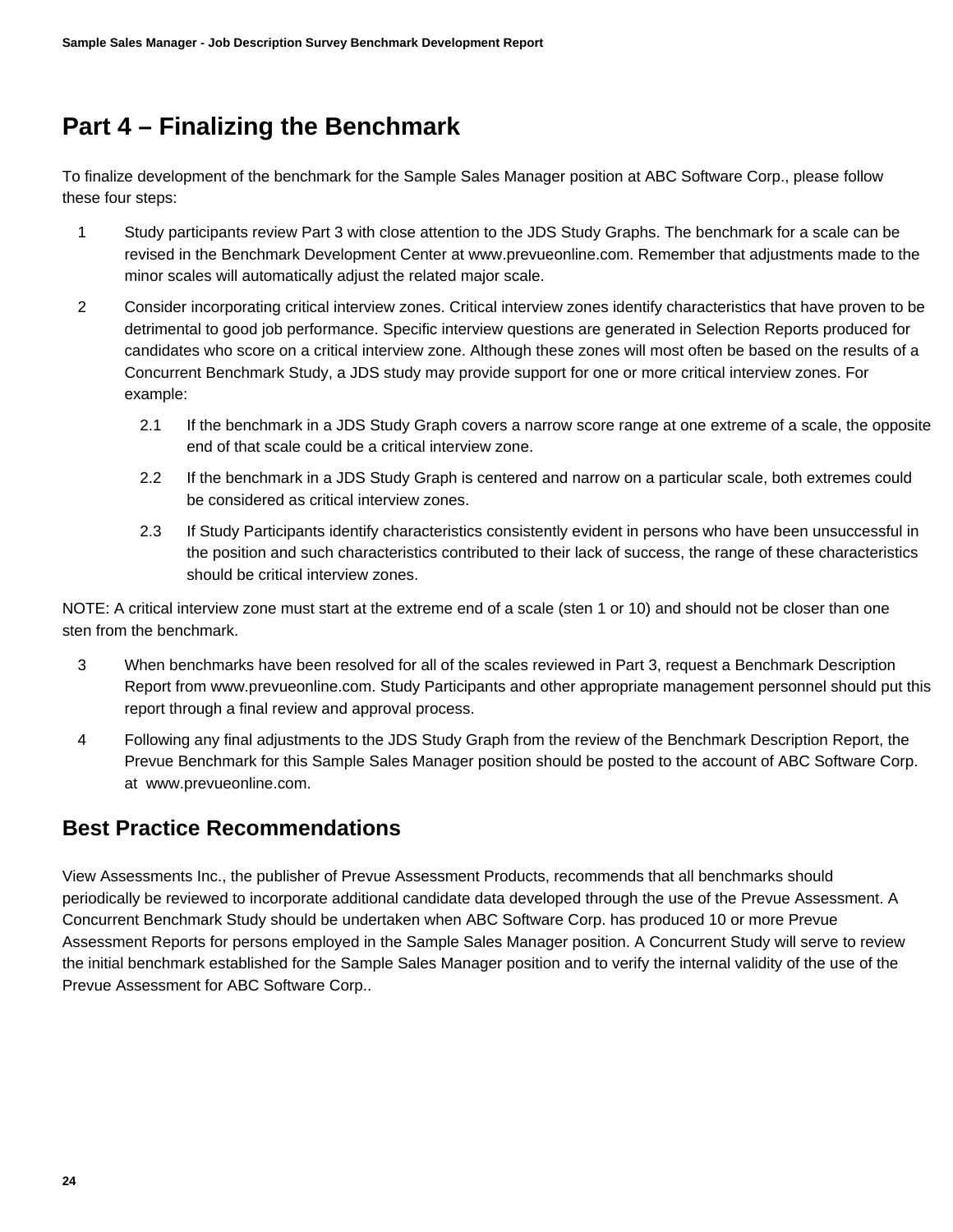# Part 4 – Finalizing the Benchmark

To finalize development of the benchmark for the Sample Sales Manager position at ABC Software Corp., please follow these four steps:

1. Study participants review Part 3 with close attention to the JDS Study Graphs. The benchmark for a scale can be revised in the Benchmark Development Center at www.prevueonline.com. Remember that adjustments made to the minor scales will automatically adjust the related major scale.

2. Consider incorporating critical interview zones. Critical interview zones identify characteristics that have proven to be detrimental to good job performance. Specific interview questions are generated in Selection Reports produced for candidates who score on a critical interview zone. Although these zones will most often be based on the results of a Concurrent Benchmark Study, a JDS study may provide support for one or more critical interview zones. For example:

   2.1 If the benchmark in a JDS Study Graph covers a narrow score range at one extreme of a scale, the opposite end of that scale could be a critical interview zone.

   2.2 If the benchmark in a JDS Study Graph is centered and narrow on a particular scale, both extremes could be considered as critical interview zones.

   2.3 If Study Participants identify characteristics consistently evident in persons who have been unsuccessful in the position and such characteristics contributed to their lack of success, the range of these characteristics should be critical interview zones.

NOTE: A critical interview zone must start at the extreme end of a scale (sten 1 or 10) and should not be closer than one sten from the benchmark.

3. When benchmarks have been resolved for all of the scales reviewed in Part 3, request a Benchmark Description Report from www.prevueonline.com. Study Participants and other appropriate management personnel should put this report through a final review and approval process.

4. Following any final adjustments to the JDS Study Graph from the review of the Benchmark Description Report, the Prevue Benchmark for this Sample Sales Manager position should be posted to the account of ABC Software Corp. at www.prevueonline.com.

## Best Practice Recommendations

View Assessments Inc., the publisher of Prevue Assessment Products, recommends that all benchmarks should periodically be reviewed to incorporate additional candidate data developed through the use of the Prevue Assessment. A Concurrent Benchmark Study should be undertaken when ABC Software Corp. has produced 10 or more Prevue Assessment Reports for persons employed in the Sample Sales Manager position. A Concurrent Study will serve to review the initial benchmark established for the Sample Sales Manager position and to verify the internal validity of the use of the Prevue Assessment for ABC Software Corp..